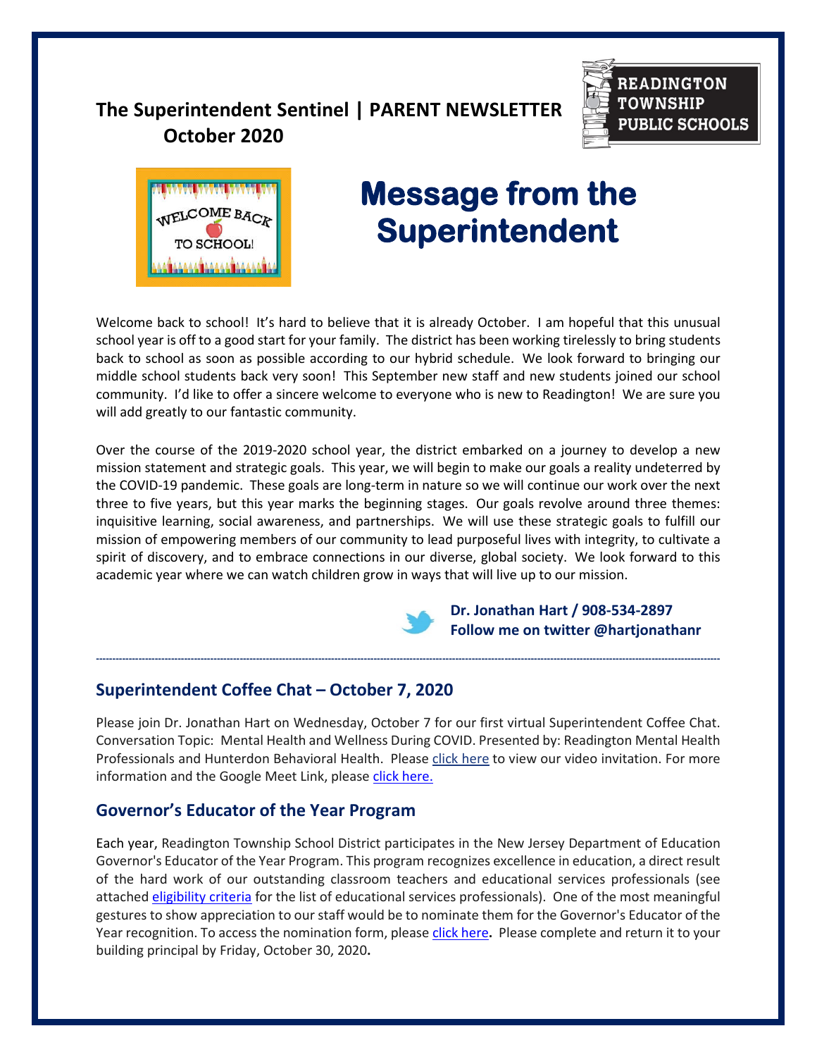# The Superintendent Sentinel | PARENT NEWSLETTER
## October 2020

READINGTON TOWNSHIP PUBLIC SCHOOLS

WELCOME BACK TO SCHOOL!

# Message from the Superintendent

Welcome back to school! It's hard to believe that it is already October. I am hopeful that this unusual school year is off to a good start for your family. The district has been working tirelessly to bring students back to school as soon as possible according to our hybrid schedule. We look forward to bringing our middle school students back very soon! This September new staff and new students joined our school community. I'd like to offer a sincere welcome to everyone who is new to Readington! We are sure you will add greatly to our fantastic community.

Over the course of the 2019-2020 school year, the district embarked on a journey to develop a new mission statement and strategic goals. This year, we will begin to make our goals a reality undeterred by the COVID-19 pandemic. These goals are long-term in nature so we will continue our work over the next three to five years, but this year marks the beginning stages. Our goals revolve around three themes: inquisitive learning, social awareness, and partnerships. We will use these strategic goals to fulfill our mission of empowering members of our community to lead purposeful lives with integrity, to cultivate a spirit of discovery, and to embrace connections in our diverse, global society. We look forward to this academic year where we can watch children grow in ways that will live up to our mission.

**Dr. Jonathan Hart / 908-534-2897**
**Follow me on twitter @hartjonathanr**

---

## Superintendent Coffee Chat – October 7, 2020

Please join Dr. Jonathan Hart on Wednesday, October 7 for our first virtual Superintendent Coffee Chat. Conversation Topic: Mental Health and Wellness During COVID. Presented by: Readington Mental Health Professionals and Hunterdon Behavioral Health. Please click here to view our video invitation. For more information and the Google Meet Link, please click here.

## Governor's Educator of the Year Program

Each year, Readington Township School District participates in the New Jersey Department of Education Governor's Educator of the Year Program. This program recognizes excellence in education, a direct result of the hard work of our outstanding classroom teachers and educational services professionals (see attached eligibility criteria for the list of educational services professionals). One of the most meaningful gestures to show appreciation to our staff would be to nominate them for the Governor's Educator of the Year recognition. To access the nomination form, please click here**.** Please complete and return it to your building principal by Friday, October 30, 2020**.**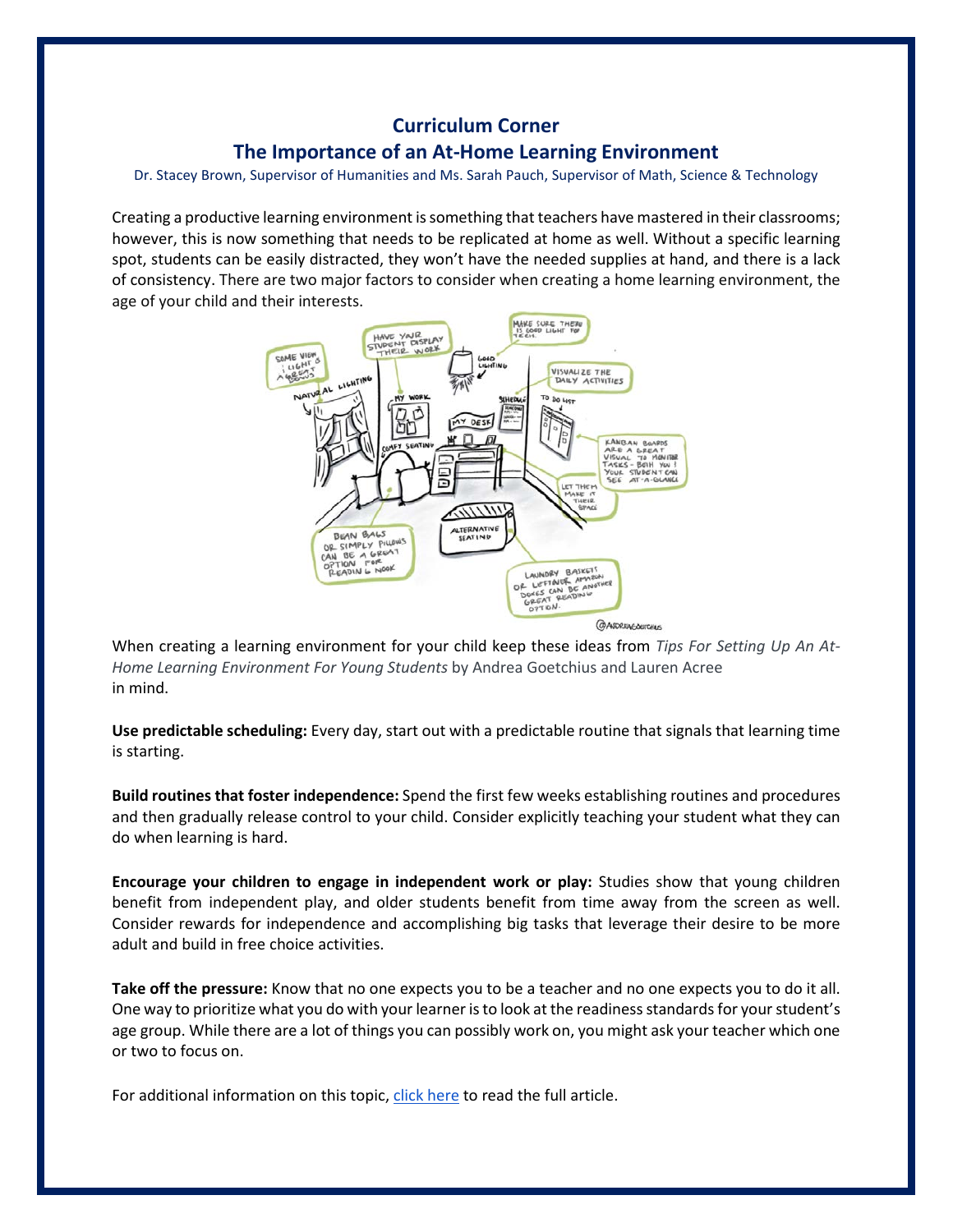## Curriculum Corner

## The Importance of an At-Home Learning Environment

Dr. Stacey Brown, Supervisor of Humanities and Ms. Sarah Pauch, Supervisor of Math, Science & Technology

Creating a productive learning environment is something that teachers have mastered in their classrooms; however, this is now something that needs to be replicated at home as well. Without a specific learning spot, students can be easily distracted, they won't have the needed supplies at hand, and there is a lack of consistency. There are two major factors to consider when creating a home learning environment, the age of your child and their interests.

When creating a learning environment for your child keep these ideas from *Tips For Setting Up An At-Home Learning Environment For Young Students* by Andrea Goetchius and Lauren Acree in mind.

**Use predictable scheduling:** Every day, start out with a predictable routine that signals that learning time is starting.

**Build routines that foster independence:** Spend the first few weeks establishing routines and procedures and then gradually release control to your child. Consider explicitly teaching your student what they can do when learning is hard.

**Encourage your children to engage in independent work or play:** Studies show that young children benefit from independent play, and older students benefit from time away from the screen as well. Consider rewards for independence and accomplishing big tasks that leverage their desire to be more adult and build in free choice activities.

**Take off the pressure:** Know that no one expects you to be a teacher and no one expects you to do it all. One way to prioritize what you do with your learner is to look at the readiness standards for your student's age group. While there are a lot of things you can possibly work on, you might ask your teacher which one or two to focus on.

For additional information on this topic, click here to read the full article.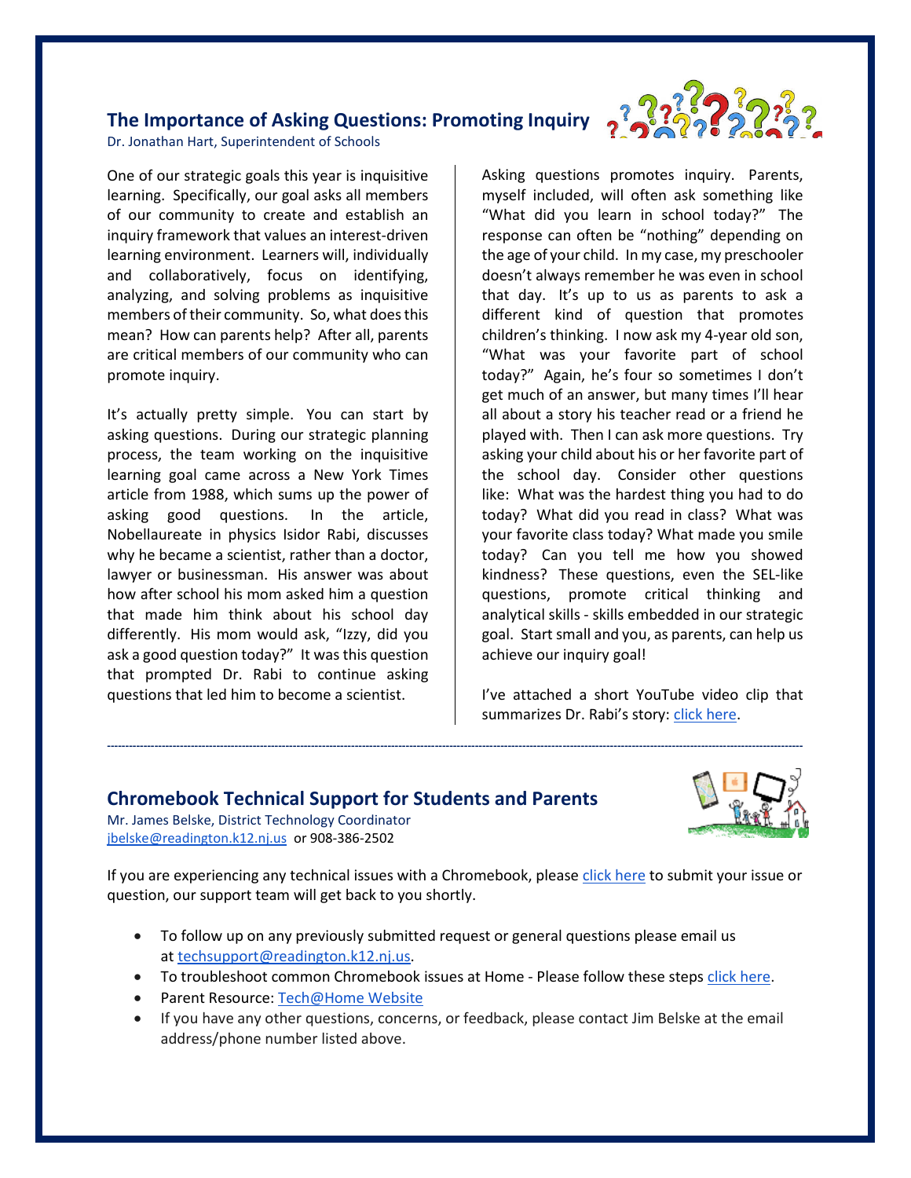## The Importance of Asking Questions: Promoting Inquiry

Dr. Jonathan Hart, Superintendent of Schools

One of our strategic goals this year is inquisitive learning. Specifically, our goal asks all members of our community to create and establish an inquiry framework that values an interest-driven learning environment. Learners will, individually and collaboratively, focus on identifying, analyzing, and solving problems as inquisitive members of their community. So, what does this mean? How can parents help? After all, parents are critical members of our community who can promote inquiry.

It's actually pretty simple. You can start by asking questions. During our strategic planning process, the team working on the inquisitive learning goal came across a New York Times article from 1988, which sums up the power of asking good questions. In the article, Nobellaureate in physics Isidor Rabi, discusses why he became a scientist, rather than a doctor, lawyer or businessman. His answer was about how after school his mom asked him a question that made him think about his school day differently. His mom would ask, "Izzy, did you ask a good question today?" It was this question that prompted Dr. Rabi to continue asking questions that led him to become a scientist.

Asking questions promotes inquiry. Parents, myself included, will often ask something like "What did you learn in school today?" The response can often be "nothing" depending on the age of your child. In my case, my preschooler doesn't always remember he was even in school that day. It's up to us as parents to ask a different kind of question that promotes children's thinking. I now ask my 4-year old son, "What was your favorite part of school today?" Again, he's four so sometimes I don't get much of an answer, but many times I'll hear all about a story his teacher read or a friend he played with. Then I can ask more questions. Try asking your child about his or her favorite part of the school day. Consider other questions like: What was the hardest thing you had to do today? What did you read in class? What was your favorite class today? What made you smile today? Can you tell me how you showed kindness? These questions, even the SEL-like questions, promote critical thinking and analytical skills - skills embedded in our strategic goal. Start small and you, as parents, can help us achieve our inquiry goal!

I've attached a short YouTube video clip that summarizes Dr. Rabi's story: click here.

---

## Chromebook Technical Support for Students and Parents

Mr. James Belske, District Technology Coordinator
jbelske@readington.k12.nj.us or 908-386-2502

If you are experiencing any technical issues with a Chromebook, please click here to submit your issue or question, our support team will get back to you shortly.

- To follow up on any previously submitted request or general questions please email us at techsupport@readington.k12.nj.us.
- To troubleshoot common Chromebook issues at Home - Please follow these steps click here.
- Parent Resource: Tech@Home Website
- If you have any other questions, concerns, or feedback, please contact Jim Belske at the email address/phone number listed above.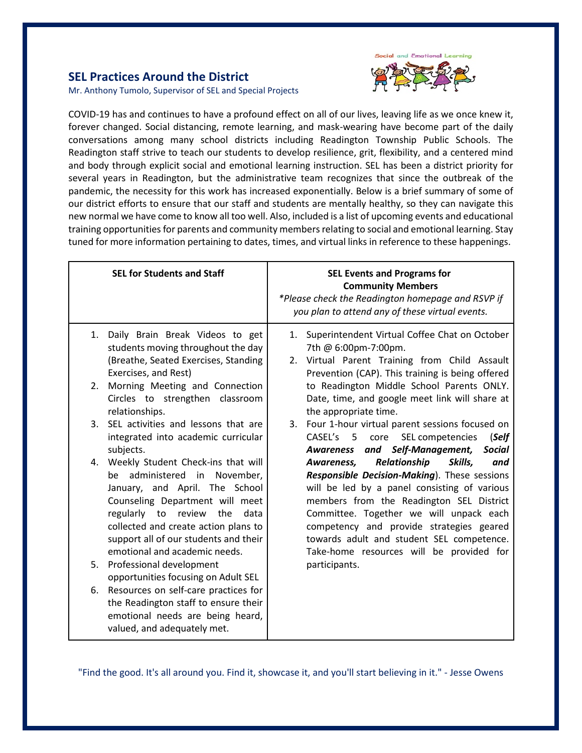## SEL Practices Around the District

Mr. Anthony Tumolo, Supervisor of SEL and Special Projects

COVID-19 has and continues to have a profound effect on all of our lives, leaving life as we once knew it, forever changed. Social distancing, remote learning, and mask-wearing have become part of the daily conversations among many school districts including Readington Township Public Schools. The Readington staff strive to teach our students to develop resilience, grit, flexibility, and a centered mind and body through explicit social and emotional learning instruction. SEL has been a district priority for several years in Readington, but the administrative team recognizes that since the outbreak of the pandemic, the necessity for this work has increased exponentially. Below is a brief summary of some of our district efforts to ensure that our staff and students are mentally healthy, so they can navigate this new normal we have come to know all too well. Also, included is a list of upcoming events and educational training opportunities for parents and community members relating to social and emotional learning. Stay tuned for more information pertaining to dates, times, and virtual links in reference to these happenings.

| **SEL for Students and Staff** | **SEL Events and Programs for Community Members**<br>*\*Please check the Readington homepage and RSVP if you plan to attend any of these virtual events.* |
|---|---|
| 1. Daily Brain Break Videos to get students moving throughout the day (Breathe, Seated Exercises, Standing Exercises, and Rest)<br>2. Morning Meeting and Connection Circles to strengthen classroom relationships.<br>3. SEL activities and lessons that are integrated into academic curricular subjects.<br>4. Weekly Student Check-ins that will be administered in November, January, and April. The School Counseling Department will meet regularly to review the data collected and create action plans to support all of our students and their emotional and academic needs.<br>5. Professional development opportunities focusing on Adult SEL<br>6. Resources on self-care practices for the Readington staff to ensure their emotional needs are being heard, valued, and adequately met. | 1. Superintendent Virtual Coffee Chat on October 7th @ 6:00pm-7:00pm.<br>2. Virtual Parent Training from Child Assault Prevention (CAP). This training is being offered to Readington Middle School Parents ONLY. Date, time, and google meet link will share at the appropriate time.<br>3. Four 1-hour virtual parent sessions focused on CASEL's 5 core SEL competencies (***Self Awareness and Self-Management, Social Awareness, Relationship Skills, and Responsible Decision-Making***). These sessions will be led by a panel consisting of various members from the Readington SEL District Committee. Together we will unpack each competency and provide strategies geared towards adult and student SEL competence. Take-home resources will be provided for participants. |

"Find the good. It's all around you. Find it, showcase it, and you'll start believing in it." - Jesse Owens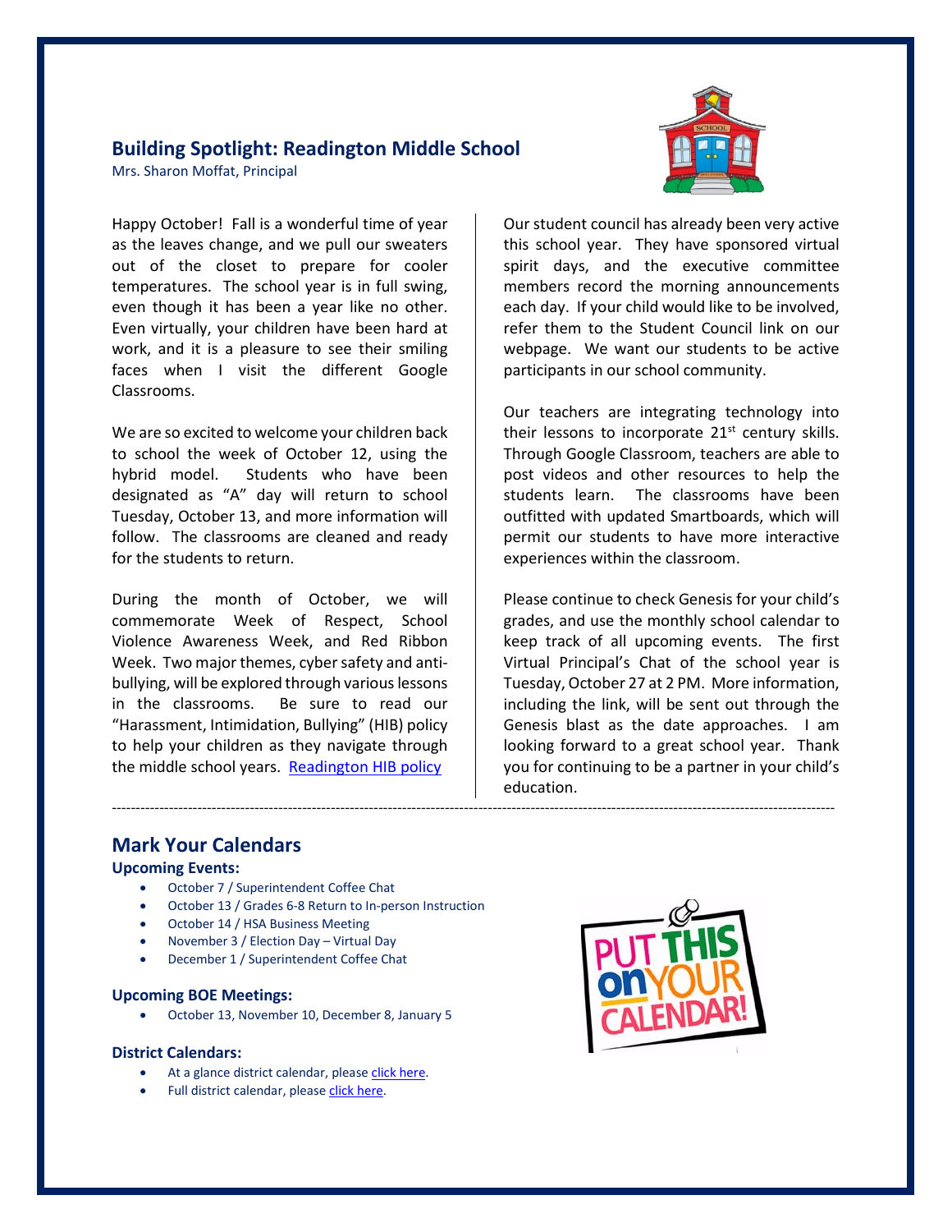## Building Spotlight: Readington Middle School

Mrs. Sharon Moffat, Principal

Happy October! Fall is a wonderful time of year as the leaves change, and we pull our sweaters out of the closet to prepare for cooler temperatures. The school year is in full swing, even though it has been a year like no other. Even virtually, your children have been hard at work, and it is a pleasure to see their smiling faces when I visit the different Google Classrooms.

We are so excited to welcome your children back to school the week of October 12, using the hybrid model. Students who have been designated as "A" day will return to school Tuesday, October 13, and more information will follow. The classrooms are cleaned and ready for the students to return.

During the month of October, we will commemorate Week of Respect, School Violence Awareness Week, and Red Ribbon Week. Two major themes, cyber safety and anti-bullying, will be explored through various lessons in the classrooms. Be sure to read our "Harassment, Intimidation, Bullying" (HIB) policy to help your children as they navigate through the middle school years. Readington HIB policy

Our student council has already been very active this school year. They have sponsored virtual spirit days, and the executive committee members record the morning announcements each day. If your child would like to be involved, refer them to the Student Council link on our webpage. We want our students to be active participants in our school community.

Our teachers are integrating technology into their lessons to incorporate 21st century skills. Through Google Classroom, teachers are able to post videos and other resources to help the students learn. The classrooms have been outfitted with updated Smartboards, which will permit our students to have more interactive experiences within the classroom.

Please continue to check Genesis for your child's grades, and use the monthly school calendar to keep track of all upcoming events. The first Virtual Principal's Chat of the school year is Tuesday, October 27 at 2 PM. More information, including the link, will be sent out through the Genesis blast as the date approaches. I am looking forward to a great school year. Thank you for continuing to be a partner in your child's education.

---

## Mark Your Calendars

### Upcoming Events:

- October 7 / Superintendent Coffee Chat
- October 13 / Grades 6-8 Return to In-person Instruction
- October 14 / HSA Business Meeting
- November 3 / Election Day – Virtual Day
- December 1 / Superintendent Coffee Chat

### Upcoming BOE Meetings:

- October 13, November 10, December 8, January 5

### District Calendars:

- At a glance district calendar, please click here.
- Full district calendar, please click here.